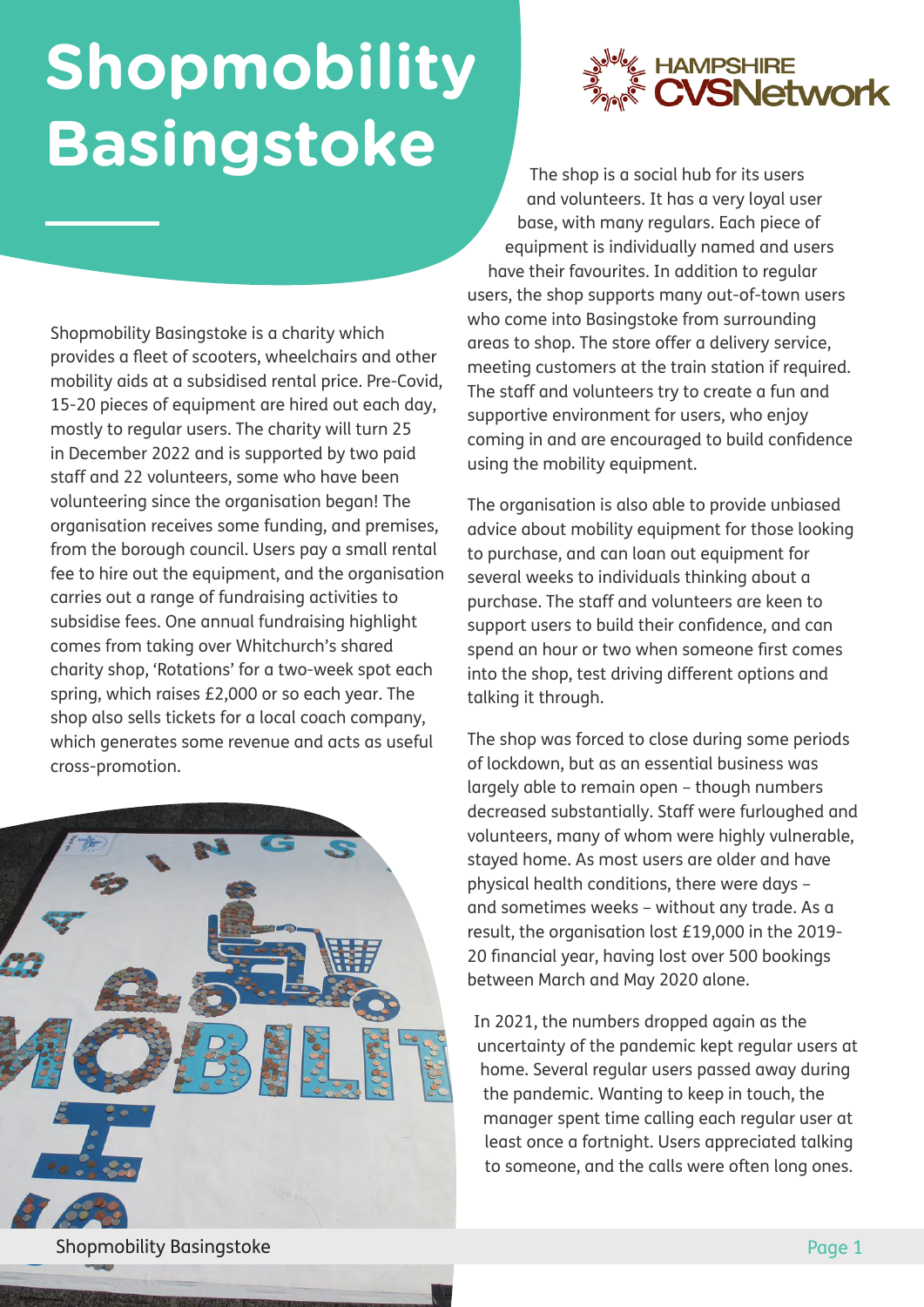# Shopmobility Basingstoke

Shopmobility Basingstoke is a charity which provides a fleet of scooters, wheelchairs and other mobility aids at a subsidised rental price. Pre-Covid, 15-20 pieces of equipment are hired out each day, mostly to regular users. The charity will turn 25 in December 2022 and is supported by two paid staff and 22 volunteers, some who have been volunteering since the organisation began! The organisation receives some funding, and premises, from the borough council. Users pay a small rental fee to hire out the equipment, and the organisation carries out a range of fundraising activities to subsidise fees. One annual fundraising highlight comes from taking over Whitchurch's shared charity shop, 'Rotations' for a two-week spot each spring, which raises £2,000 or so each year. The shop also sells tickets for a local coach company, which generates some revenue and acts as useful cross-promotion.

The shop is a social hub for its users and volunteers. It has a very loyal user base, with many regulars. Each piece of equipment is individually named and users have their favourites. In addition to regular users, the shop supports many out-of-town users who come into Basingstoke from surrounding areas to shop. The store offer a delivery service, meeting customers at the train station if required. The staff and volunteers try to create a fun and supportive environment for users, who enjoy coming in and are encouraged to build confidence using the mobility equipment.

The organisation is also able to provide unbiased advice about mobility equipment for those looking to purchase, and can loan out equipment for several weeks to individuals thinking about a purchase. The staff and volunteers are keen to support users to build their confidence, and can spend an hour or two when someone first comes into the shop, test driving different options and talking it through.

The shop was forced to close during some periods of lockdown, but as an essential business was largely able to remain open – though numbers decreased substantially. Staff were furloughed and volunteers, many of whom were highly vulnerable, stayed home. As most users are older and have physical health conditions, there were days – and sometimes weeks – without any trade. As a result, the organisation lost £19,000 in the 2019-20 financial year, having lost over 500 bookings between March and May 2020 alone.

In 2021, the numbers dropped again as the uncertainty of the pandemic kept regular users at home. Several regular users passed away during the pandemic. Wanting to keep in touch, the manager spent time calling each regular user at least once a fortnight. Users appreciated talking to someone, and the calls were often long ones.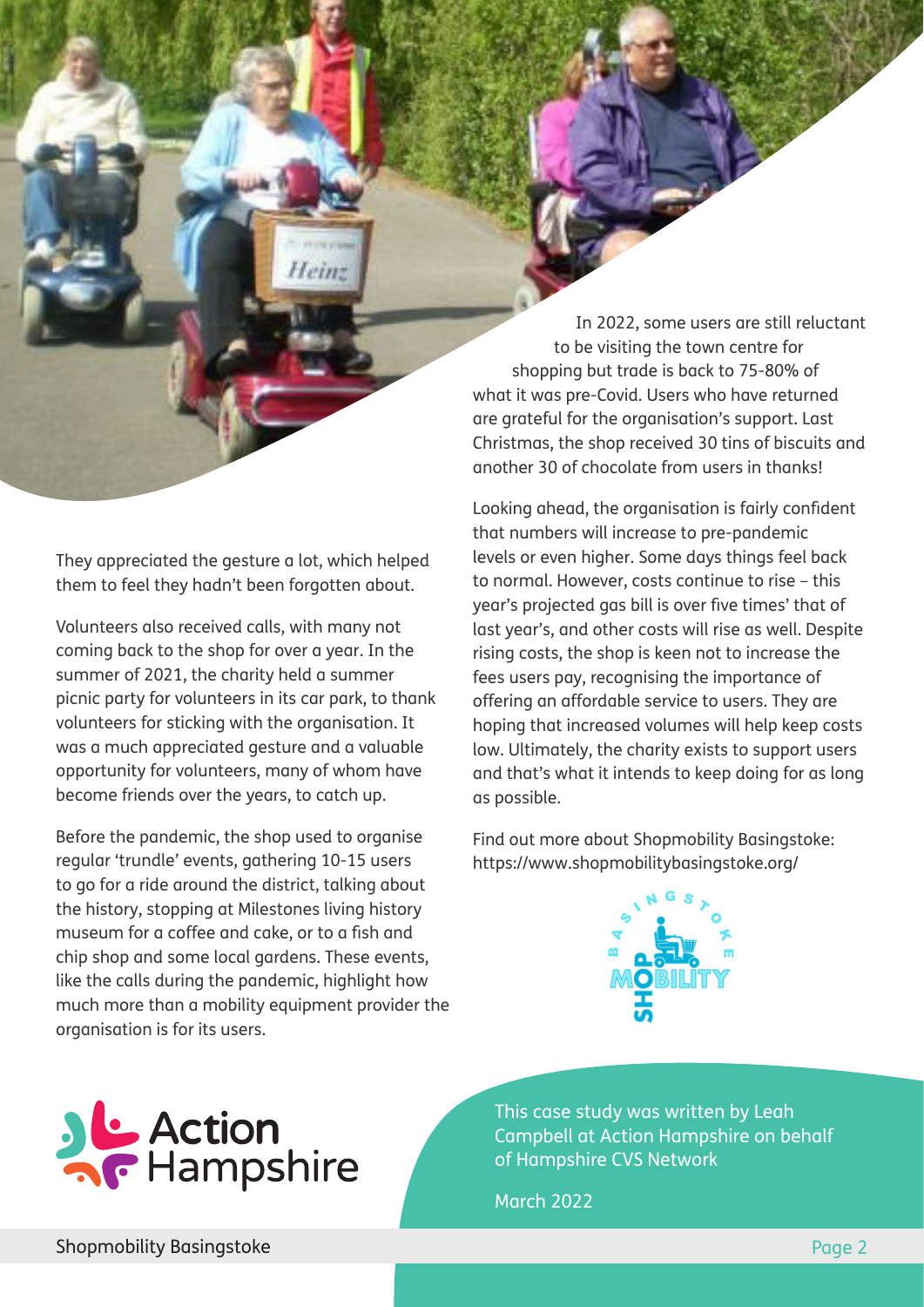They appreciated the gesture a lot, which helped them to feel they hadn't been forgotten about.

Volunteers also received calls, with many not coming back to the shop for over a year. In the summer of 2021, the charity held a summer picnic party for volunteers in its car park, to thank volunteers for sticking with the organisation. It was a much appreciated gesture and a valuable opportunity for volunteers, many of whom have become friends over the years, to catch up.

Before the pandemic, the shop used to organise regular 'trundle' events, gathering 10-15 users to go for a ride around the district, talking about the history, stopping at Milestones living history museum for a coffee and cake, or to a fish and chip shop and some local gardens. These events, like the calls during the pandemic, highlight how much more than a mobility equipment provider the organisation is for its users.

In 2022, some users are still reluctant to be visiting the town centre for shopping but trade is back to 75-80% of what it was pre-Covid. Users who have returned are grateful for the organisation's support. Last Christmas, the shop received 30 tins of biscuits and another 30 of chocolate from users in thanks!

Looking ahead, the organisation is fairly confident that numbers will increase to pre-pandemic levels or even higher. Some days things feel back to normal. However, costs continue to rise – this year's projected gas bill is over five times' that of last year's, and other costs will rise as well. Despite rising costs, the shop is keen not to increase the fees users pay, recognising the importance of offering an affordable service to users. They are hoping that increased volumes will help keep costs low. Ultimately, the charity exists to support users and that's what it intends to keep doing for as long as possible.

Find out more about Shopmobility Basingstoke: https://www.shopmobilitybasingstoke.org/

This case study was written by Leah Campbell at Action Hampshire on behalf of Hampshire CVS Network

March 2022